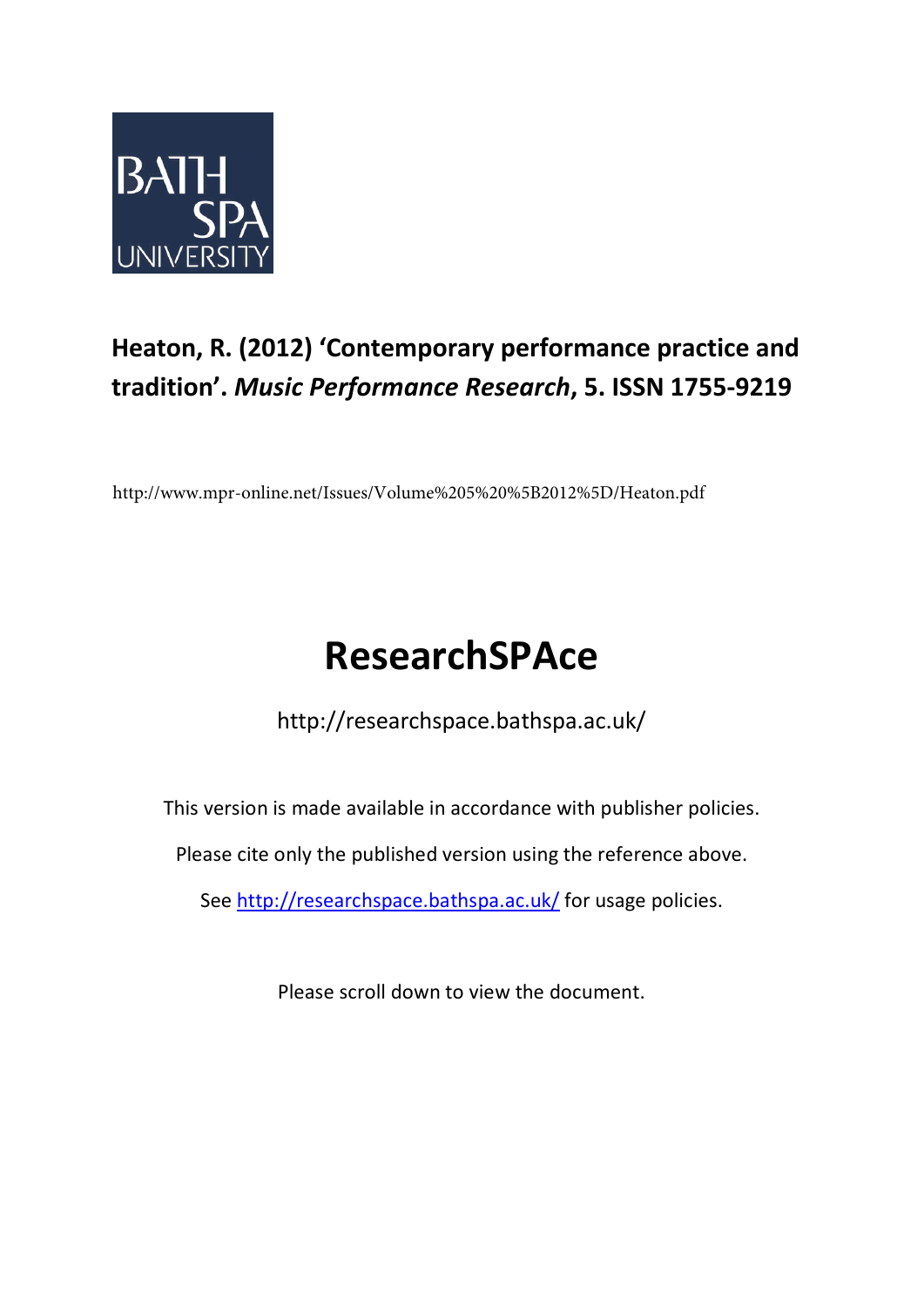BATH SPA UNIVERSITY

**Heaton, R. (2012) 'Contemporary performance practice and tradition'. *Music Performance Research*, 5. ISSN 1755-9219**

http://www.mpr-online.net/Issues/Volume%205%20%5B2012%5D/Heaton.pdf

# ResearchSPAce

http://researchspace.bathspa.ac.uk/

This version is made available in accordance with publisher policies.

Please cite only the published version using the reference above.

See http://researchspace.bathspa.ac.uk/ for usage policies.

Please scroll down to view the document.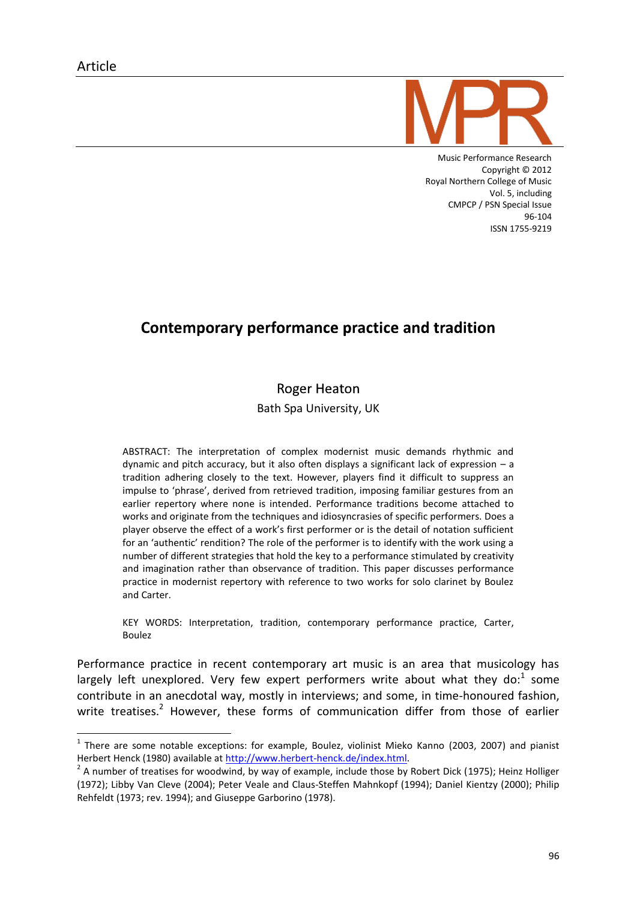Article

# Contemporary performance practice and tradition

Roger Heaton

Bath Spa University, UK

ABSTRACT: The interpretation of complex modernist music demands rhythmic and dynamic and pitch accuracy, but it also often displays a significant lack of expression – a tradition adhering closely to the text. However, players find it difficult to suppress an impulse to 'phrase', derived from retrieved tradition, imposing familiar gestures from an earlier repertory where none is intended. Performance traditions become attached to works and originate from the techniques and idiosyncrasies of specific performers. Does a player observe the effect of a work's first performer or is the detail of notation sufficient for an 'authentic' rendition? The role of the performer is to identify with the work using a number of different strategies that hold the key to a performance stimulated by creativity and imagination rather than observance of tradition. This paper discusses performance practice in modernist repertory with reference to two works for solo clarinet by Boulez and Carter.

KEY WORDS: Interpretation, tradition, contemporary performance practice, Carter, Boulez

Performance practice in recent contemporary art music is an area that musicology has largely left unexplored. Very few expert performers write about what they do:[1] some contribute in an anecdotal way, mostly in interviews; and some, in time-honoured fashion, write treatises.[2] However, these forms of communication differ from those of earlier

[1] There are some notable exceptions: for example, Boulez, violinist Mieko Kanno (2003, 2007) and pianist Herbert Henck (1980) available at http://www.herbert-henck.de/index.html.

[2] A number of treatises for woodwind, by way of example, include those by Robert Dick (1975); Heinz Holliger (1972); Libby Van Cleve (2004); Peter Veale and Claus-Steffen Mahnkopf (1994); Daniel Kientzy (2000); Philip Rehfeldt (1973; rev. 1994); and Giuseppe Garborino (1978).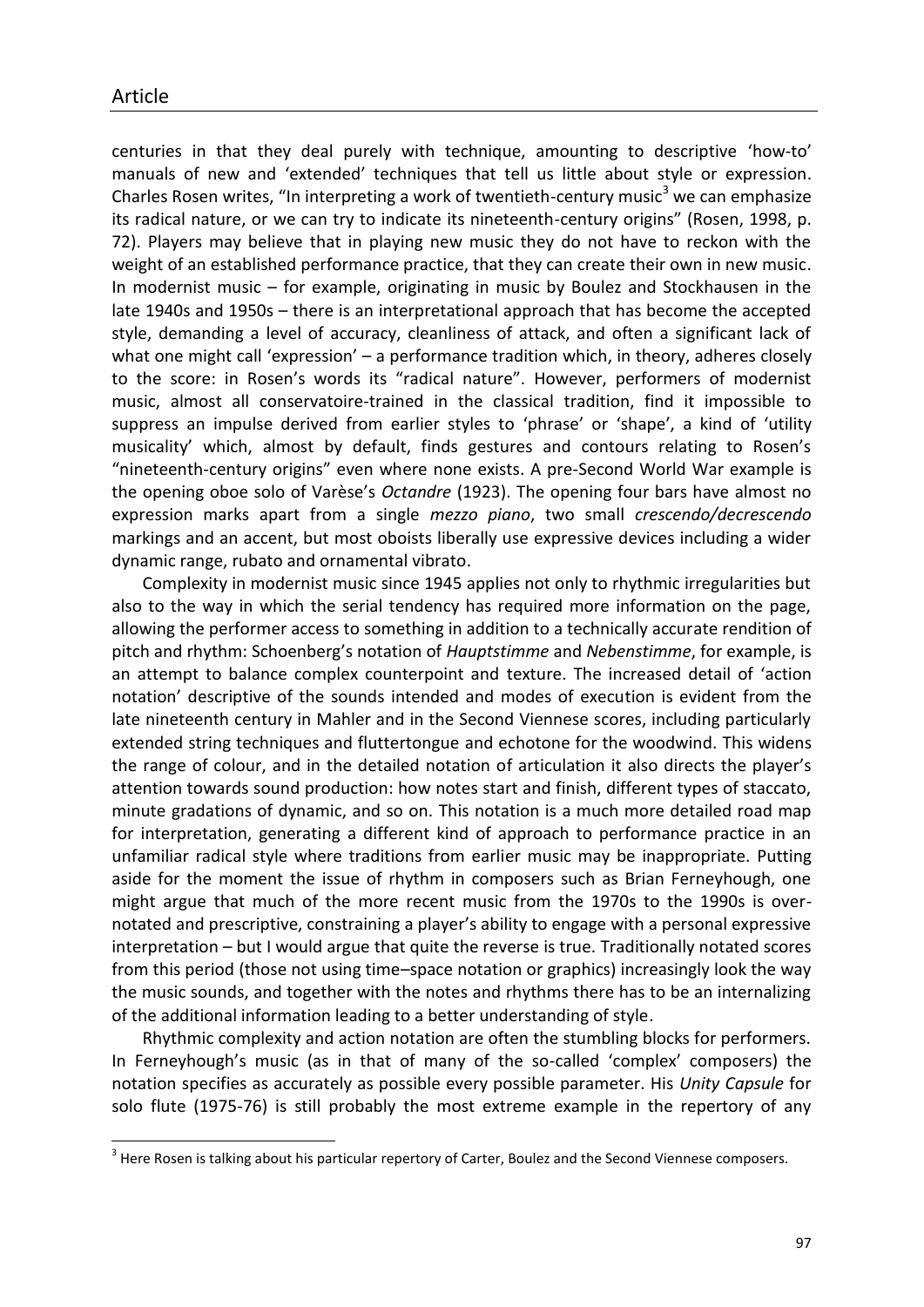centuries in that they deal purely with technique, amounting to descriptive 'how-to' manuals of new and 'extended' techniques that tell us little about style or expression. Charles Rosen writes, "In interpreting a work of twentieth-century music[3] we can emphasize its radical nature, or we can try to indicate its nineteenth-century origins" (Rosen, 1998, p. 72). Players may believe that in playing new music they do not have to reckon with the weight of an established performance practice, that they can create their own in new music. In modernist music – for example, originating in music by Boulez and Stockhausen in the late 1940s and 1950s – there is an interpretational approach that has become the accepted style, demanding a level of accuracy, cleanliness of attack, and often a significant lack of what one might call 'expression' – a performance tradition which, in theory, adheres closely to the score: in Rosen's words its "radical nature". However, performers of modernist music, almost all conservatoire-trained in the classical tradition, find it impossible to suppress an impulse derived from earlier styles to 'phrase' or 'shape', a kind of 'utility musicality' which, almost by default, finds gestures and contours relating to Rosen's "nineteenth-century origins" even where none exists. A pre-Second World War example is the opening oboe solo of Varèse's *Octandre* (1923). The opening four bars have almost no expression marks apart from a single *mezzo piano*, two small *crescendo/decrescendo* markings and an accent, but most oboists liberally use expressive devices including a wider dynamic range, rubato and ornamental vibrato.

Complexity in modernist music since 1945 applies not only to rhythmic irregularities but also to the way in which the serial tendency has required more information on the page, allowing the performer access to something in addition to a technically accurate rendition of pitch and rhythm: Schoenberg's notation of *Hauptstimme* and *Nebenstimme*, for example, is an attempt to balance complex counterpoint and texture. The increased detail of 'action notation' descriptive of the sounds intended and modes of execution is evident from the late nineteenth century in Mahler and in the Second Viennese scores, including particularly extended string techniques and fluttertongue and echotone for the woodwind. This widens the range of colour, and in the detailed notation of articulation it also directs the player's attention towards sound production: how notes start and finish, different types of staccato, minute gradations of dynamic, and so on. This notation is a much more detailed road map for interpretation, generating a different kind of approach to performance practice in an unfamiliar radical style where traditions from earlier music may be inappropriate. Putting aside for the moment the issue of rhythm in composers such as Brian Ferneyhough, one might argue that much of the more recent music from the 1970s to the 1990s is over-notated and prescriptive, constraining a player's ability to engage with a personal expressive interpretation – but I would argue that quite the reverse is true. Traditionally notated scores from this period (those not using time–space notation or graphics) increasingly look the way the music sounds, and together with the notes and rhythms there has to be an internalizing of the additional information leading to a better understanding of style.

Rhythmic complexity and action notation are often the stumbling blocks for performers. In Ferneyhough's music (as in that of many of the so-called 'complex' composers) the notation specifies as accurately as possible every possible parameter. His *Unity Capsule* for solo flute (1975-76) is still probably the most extreme example in the repertory of any

[3] Here Rosen is talking about his particular repertory of Carter, Boulez and the Second Viennese composers.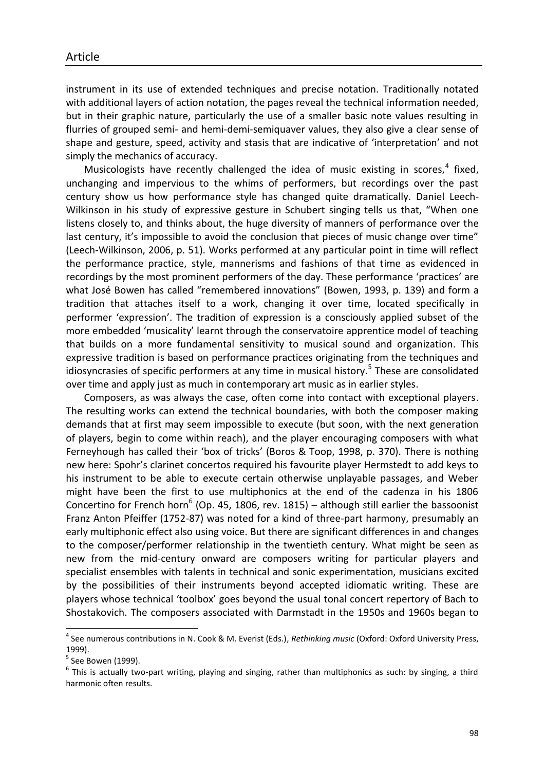instrument in its use of extended techniques and precise notation. Traditionally notated with additional layers of action notation, the pages reveal the technical information needed, but in their graphic nature, particularly the use of a smaller basic note values resulting in flurries of grouped semi- and hemi-demi-semiquaver values, they also give a clear sense of shape and gesture, speed, activity and stasis that are indicative of 'interpretation' and not simply the mechanics of accuracy.

Musicologists have recently challenged the idea of music existing in scores,[4] fixed, unchanging and impervious to the whims of performers, but recordings over the past century show us how performance style has changed quite dramatically. Daniel Leech-Wilkinson in his study of expressive gesture in Schubert singing tells us that, "When one listens closely to, and thinks about, the huge diversity of manners of performance over the last century, it's impossible to avoid the conclusion that pieces of music change over time" (Leech-Wilkinson, 2006, p. 51). Works performed at any particular point in time will reflect the performance practice, style, mannerisms and fashions of that time as evidenced in recordings by the most prominent performers of the day. These performance 'practices' are what José Bowen has called "remembered innovations" (Bowen, 1993, p. 139) and form a tradition that attaches itself to a work, changing it over time, located specifically in performer 'expression'. The tradition of expression is a consciously applied subset of the more embedded 'musicality' learnt through the conservatoire apprentice model of teaching that builds on a more fundamental sensitivity to musical sound and organization. This expressive tradition is based on performance practices originating from the techniques and idiosyncrasies of specific performers at any time in musical history.[5] These are consolidated over time and apply just as much in contemporary art music as in earlier styles.

Composers, as was always the case, often come into contact with exceptional players. The resulting works can extend the technical boundaries, with both the composer making demands that at first may seem impossible to execute (but soon, with the next generation of players, begin to come within reach), and the player encouraging composers with what Ferneyhough has called their 'box of tricks' (Boros & Toop, 1998, p. 370). There is nothing new here: Spohr's clarinet concertos required his favourite player Hermstedt to add keys to his instrument to be able to execute certain otherwise unplayable passages, and Weber might have been the first to use multiphonics at the end of the cadenza in his 1806 Concertino for French horn[6] (Op. 45, 1806, rev. 1815) – although still earlier the bassoonist Franz Anton Pfeiffer (1752-87) was noted for a kind of three-part harmony, presumably an early multiphonic effect also using voice. But there are significant differences in and changes to the composer/performer relationship in the twentieth century. What might be seen as new from the mid-century onward are composers writing for particular players and specialist ensembles with talents in technical and sonic experimentation, musicians excited by the possibilities of their instruments beyond accepted idiomatic writing. These are players whose technical 'toolbox' goes beyond the usual tonal concert repertory of Bach to Shostakovich. The composers associated with Darmstadt in the 1950s and 1960s began to

---

[4] See numerous contributions in N. Cook & M. Everist (Eds.), *Rethinking music* (Oxford: Oxford University Press, 1999).

[5] See Bowen (1999).

[6] This is actually two-part writing, playing and singing, rather than multiphonics as such: by singing, a third harmonic often results.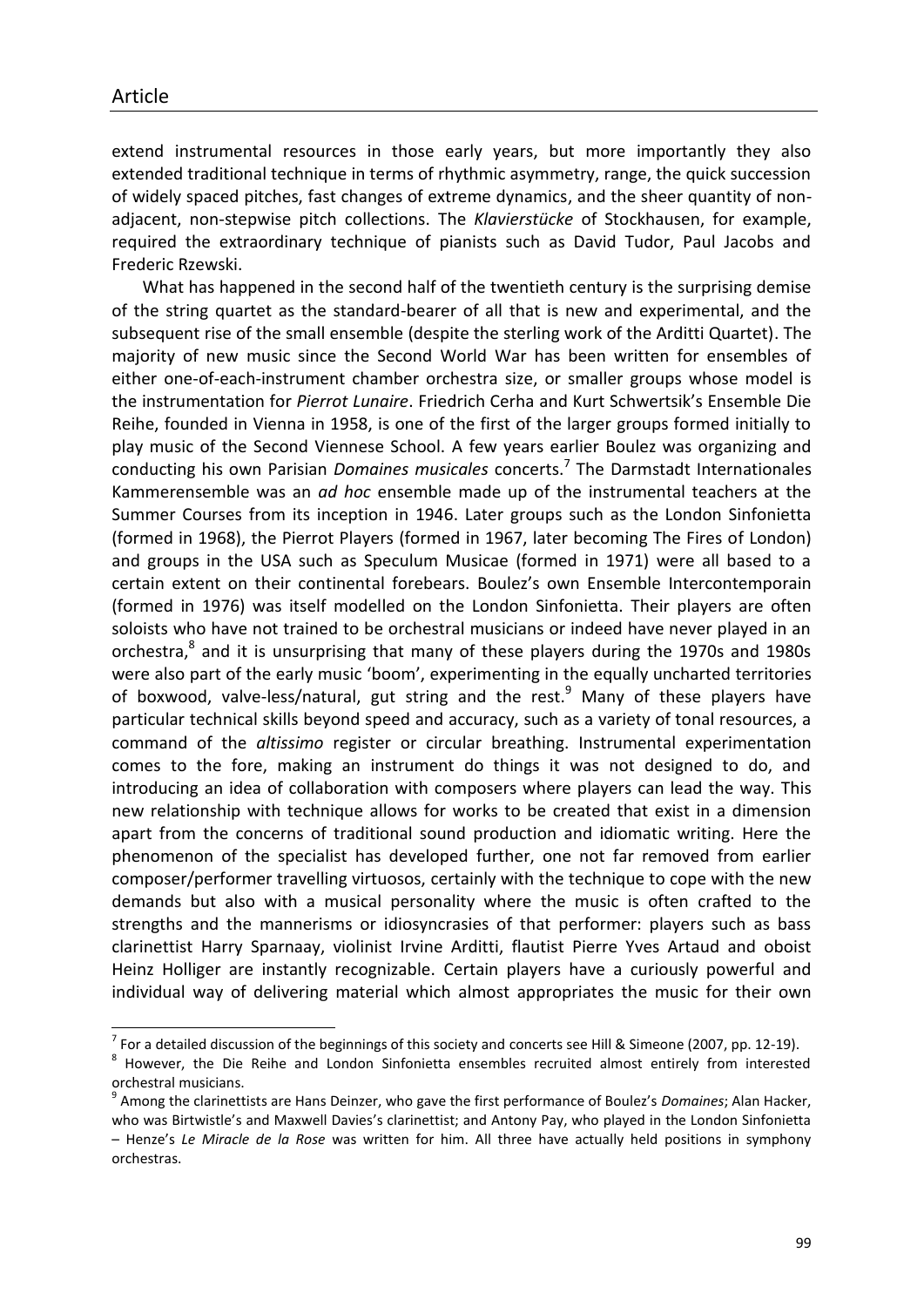extend instrumental resources in those early years, but more importantly they also extended traditional technique in terms of rhythmic asymmetry, range, the quick succession of widely spaced pitches, fast changes of extreme dynamics, and the sheer quantity of non-adjacent, non-stepwise pitch collections. The *Klavierstücke* of Stockhausen, for example, required the extraordinary technique of pianists such as David Tudor, Paul Jacobs and Frederic Rzewski.

What has happened in the second half of the twentieth century is the surprising demise of the string quartet as the standard-bearer of all that is new and experimental, and the subsequent rise of the small ensemble (despite the sterling work of the Arditti Quartet). The majority of new music since the Second World War has been written for ensembles of either one-of-each-instrument chamber orchestra size, or smaller groups whose model is the instrumentation for *Pierrot Lunaire*. Friedrich Cerha and Kurt Schwertsik's Ensemble Die Reihe, founded in Vienna in 1958, is one of the first of the larger groups formed initially to play music of the Second Viennese School. A few years earlier Boulez was organizing and conducting his own Parisian *Domaines musicales* concerts.[7] The Darmstadt Internationales Kammerensemble was an *ad hoc* ensemble made up of the instrumental teachers at the Summer Courses from its inception in 1946. Later groups such as the London Sinfonietta (formed in 1968), the Pierrot Players (formed in 1967, later becoming The Fires of London) and groups in the USA such as Speculum Musicae (formed in 1971) were all based to a certain extent on their continental forebears. Boulez's own Ensemble Intercontemporain (formed in 1976) was itself modelled on the London Sinfonietta. Their players are often soloists who have not trained to be orchestral musicians or indeed have never played in an orchestra,[8] and it is unsurprising that many of these players during the 1970s and 1980s were also part of the early music 'boom', experimenting in the equally uncharted territories of boxwood, valve-less/natural, gut string and the rest.[9] Many of these players have particular technical skills beyond speed and accuracy, such as a variety of tonal resources, a command of the *altissimo* register or circular breathing. Instrumental experimentation comes to the fore, making an instrument do things it was not designed to do, and introducing an idea of collaboration with composers where players can lead the way. This new relationship with technique allows for works to be created that exist in a dimension apart from the concerns of traditional sound production and idiomatic writing. Here the phenomenon of the specialist has developed further, one not far removed from earlier composer/performer travelling virtuosos, certainly with the technique to cope with the new demands but also with a musical personality where the music is often crafted to the strengths and the mannerisms or idiosyncrasies of that performer: players such as bass clarinettist Harry Sparnaay, violinist Irvine Arditti, flautist Pierre Yves Artaud and oboist Heinz Holliger are instantly recognizable. Certain players have a curiously powerful and individual way of delivering material which almost appropriates the music for their own

---

[7] For a detailed discussion of the beginnings of this society and concerts see Hill & Simeone (2007, pp. 12-19).

[8] However, the Die Reihe and London Sinfonietta ensembles recruited almost entirely from interested orchestral musicians.

[9] Among the clarinettists are Hans Deinzer, who gave the first performance of Boulez's *Domaines*; Alan Hacker, who was Birtwistle's and Maxwell Davies's clarinettist; and Antony Pay, who played in the London Sinfonietta – Henze's *Le Miracle de la Rose* was written for him. All three have actually held positions in symphony orchestras.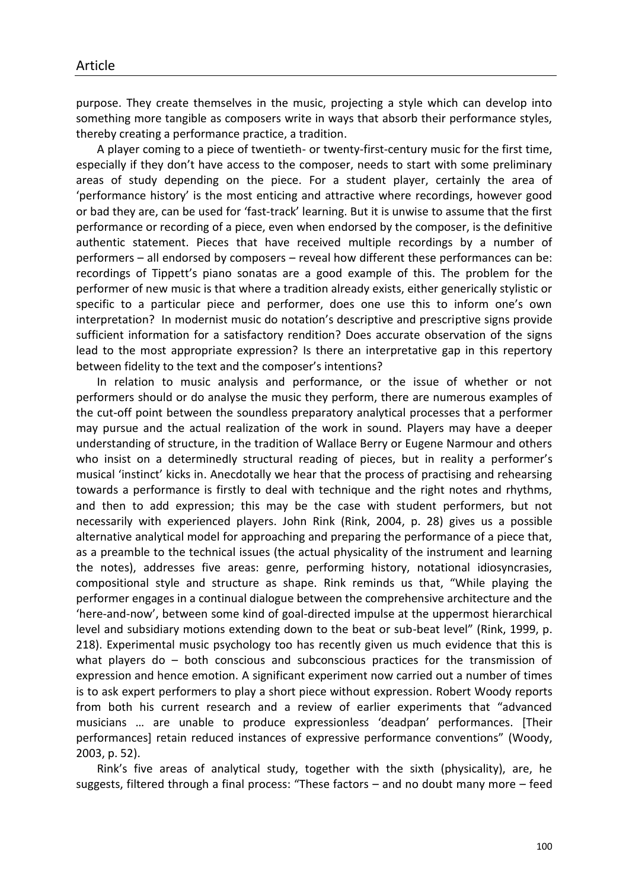purpose. They create themselves in the music, projecting a style which can develop into something more tangible as composers write in ways that absorb their performance styles, thereby creating a performance practice, a tradition.

A player coming to a piece of twentieth- or twenty-first-century music for the first time, especially if they don't have access to the composer, needs to start with some preliminary areas of study depending on the piece. For a student player, certainly the area of 'performance history' is the most enticing and attractive where recordings, however good or bad they are, can be used for 'fast-track' learning. But it is unwise to assume that the first performance or recording of a piece, even when endorsed by the composer, is the definitive authentic statement. Pieces that have received multiple recordings by a number of performers – all endorsed by composers – reveal how different these performances can be: recordings of Tippett's piano sonatas are a good example of this. The problem for the performer of new music is that where a tradition already exists, either generically stylistic or specific to a particular piece and performer, does one use this to inform one's own interpretation? In modernist music do notation's descriptive and prescriptive signs provide sufficient information for a satisfactory rendition? Does accurate observation of the signs lead to the most appropriate expression? Is there an interpretative gap in this repertory between fidelity to the text and the composer's intentions?

In relation to music analysis and performance, or the issue of whether or not performers should or do analyse the music they perform, there are numerous examples of the cut-off point between the soundless preparatory analytical processes that a performer may pursue and the actual realization of the work in sound. Players may have a deeper understanding of structure, in the tradition of Wallace Berry or Eugene Narmour and others who insist on a determinedly structural reading of pieces, but in reality a performer's musical 'instinct' kicks in. Anecdotally we hear that the process of practising and rehearsing towards a performance is firstly to deal with technique and the right notes and rhythms, and then to add expression; this may be the case with student performers, but not necessarily with experienced players. John Rink (Rink, 2004, p. 28) gives us a possible alternative analytical model for approaching and preparing the performance of a piece that, as a preamble to the technical issues (the actual physicality of the instrument and learning the notes), addresses five areas: genre, performing history, notational idiosyncrasies, compositional style and structure as shape. Rink reminds us that, "While playing the performer engages in a continual dialogue between the comprehensive architecture and the 'here-and-now', between some kind of goal-directed impulse at the uppermost hierarchical level and subsidiary motions extending down to the beat or sub-beat level" (Rink, 1999, p. 218). Experimental music psychology too has recently given us much evidence that this is what players do – both conscious and subconscious practices for the transmission of expression and hence emotion. A significant experiment now carried out a number of times is to ask expert performers to play a short piece without expression. Robert Woody reports from both his current research and a review of earlier experiments that "advanced musicians … are unable to produce expressionless 'deadpan' performances. [Their performances] retain reduced instances of expressive performance conventions" (Woody, 2003, p. 52).

Rink's five areas of analytical study, together with the sixth (physicality), are, he suggests, filtered through a final process: "These factors – and no doubt many more – feed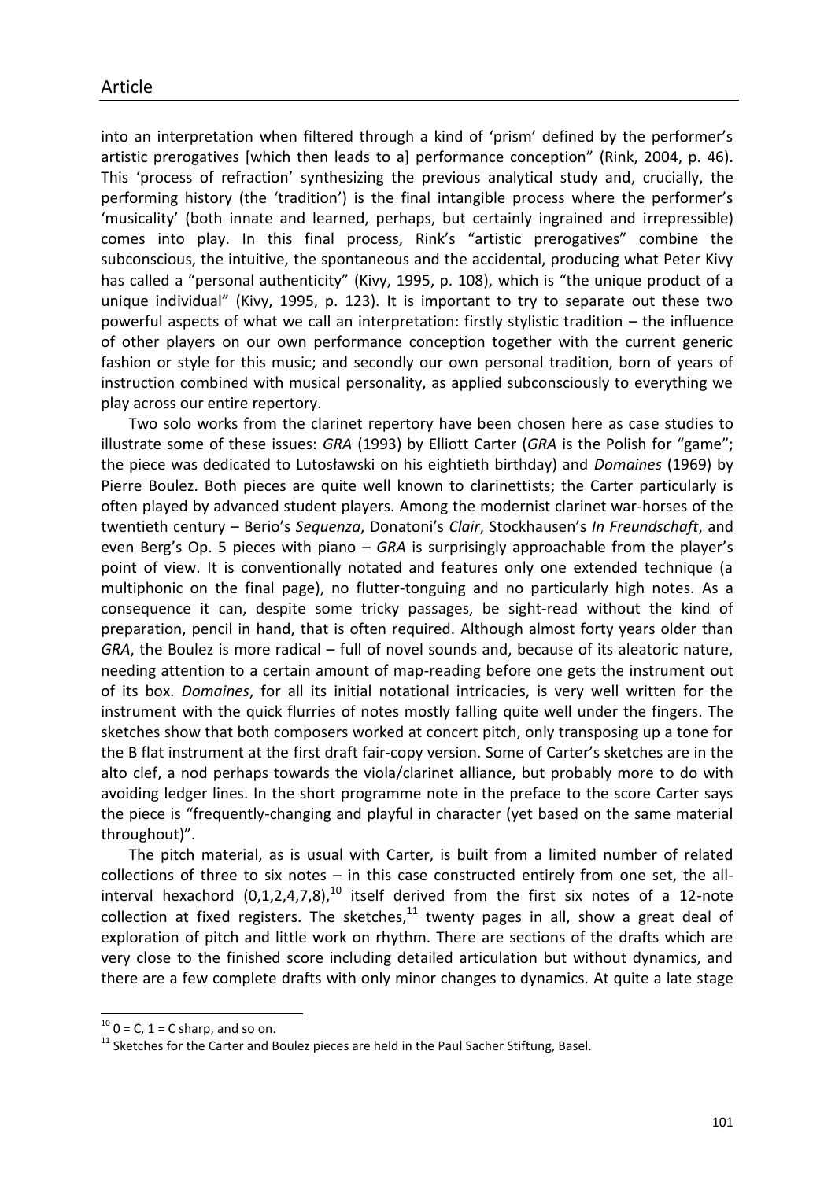into an interpretation when filtered through a kind of 'prism' defined by the performer's artistic prerogatives [which then leads to a] performance conception" (Rink, 2004, p. 46). This 'process of refraction' synthesizing the previous analytical study and, crucially, the performing history (the 'tradition') is the final intangible process where the performer's 'musicality' (both innate and learned, perhaps, but certainly ingrained and irrepressible) comes into play. In this final process, Rink's "artistic prerogatives" combine the subconscious, the intuitive, the spontaneous and the accidental, producing what Peter Kivy has called a "personal authenticity" (Kivy, 1995, p. 108), which is "the unique product of a unique individual" (Kivy, 1995, p. 123). It is important to try to separate out these two powerful aspects of what we call an interpretation: firstly stylistic tradition – the influence of other players on our own performance conception together with the current generic fashion or style for this music; and secondly our own personal tradition, born of years of instruction combined with musical personality, as applied subconsciously to everything we play across our entire repertory.

Two solo works from the clarinet repertory have been chosen here as case studies to illustrate some of these issues: *GRA* (1993) by Elliott Carter (*GRA* is the Polish for "game"; the piece was dedicated to Lutosławski on his eightieth birthday) and *Domaines* (1969) by Pierre Boulez. Both pieces are quite well known to clarinettists; the Carter particularly is often played by advanced student players. Among the modernist clarinet war-horses of the twentieth century – Berio's *Sequenza*, Donatoni's *Clair*, Stockhausen's *In Freundschaft*, and even Berg's Op. 5 pieces with piano – *GRA* is surprisingly approachable from the player's point of view. It is conventionally notated and features only one extended technique (a multiphonic on the final page), no flutter-tonguing and no particularly high notes. As a consequence it can, despite some tricky passages, be sight-read without the kind of preparation, pencil in hand, that is often required. Although almost forty years older than *GRA*, the Boulez is more radical – full of novel sounds and, because of its aleatoric nature, needing attention to a certain amount of map-reading before one gets the instrument out of its box. *Domaines*, for all its initial notational intricacies, is very well written for the instrument with the quick flurries of notes mostly falling quite well under the fingers. The sketches show that both composers worked at concert pitch, only transposing up a tone for the B flat instrument at the first draft fair-copy version. Some of Carter's sketches are in the alto clef, a nod perhaps towards the viola/clarinet alliance, but probably more to do with avoiding ledger lines. In the short programme note in the preface to the score Carter says the piece is "frequently-changing and playful in character (yet based on the same material throughout)".

The pitch material, as is usual with Carter, is built from a limited number of related collections of three to six notes – in this case constructed entirely from one set, the all-interval hexachord (0,1,2,4,7,8),[10] itself derived from the first six notes of a 12-note collection at fixed registers. The sketches,[11] twenty pages in all, show a great deal of exploration of pitch and little work on rhythm. There are sections of the drafts which are very close to the finished score including detailed articulation but without dynamics, and there are a few complete drafts with only minor changes to dynamics. At quite a late stage

[10] 0 = C, 1 = C sharp, and so on.

[11] Sketches for the Carter and Boulez pieces are held in the Paul Sacher Stiftung, Basel.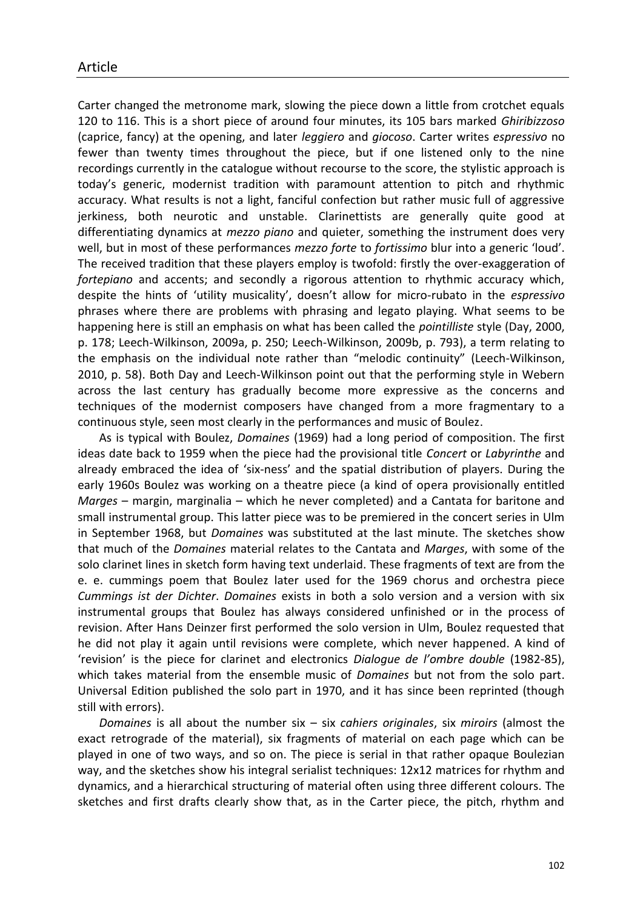Carter changed the metronome mark, slowing the piece down a little from crotchet equals 120 to 116. This is a short piece of around four minutes, its 105 bars marked *Ghiribizzoso* (caprice, fancy) at the opening, and later *leggiero* and *giocoso*. Carter writes *espressivo* no fewer than twenty times throughout the piece, but if one listened only to the nine recordings currently in the catalogue without recourse to the score, the stylistic approach is today's generic, modernist tradition with paramount attention to pitch and rhythmic accuracy. What results is not a light, fanciful confection but rather music full of aggressive jerkiness, both neurotic and unstable. Clarinettists are generally quite good at differentiating dynamics at *mezzo piano* and quieter, something the instrument does very well, but in most of these performances *mezzo forte* to *fortissimo* blur into a generic 'loud'. The received tradition that these players employ is twofold: firstly the over-exaggeration of *fortepiano* and accents; and secondly a rigorous attention to rhythmic accuracy which, despite the hints of 'utility musicality', doesn't allow for micro-rubato in the *espressivo* phrases where there are problems with phrasing and legato playing. What seems to be happening here is still an emphasis on what has been called the *pointilliste* style (Day, 2000, p. 178; Leech-Wilkinson, 2009a, p. 250; Leech-Wilkinson, 2009b, p. 793), a term relating to the emphasis on the individual note rather than "melodic continuity" (Leech-Wilkinson, 2010, p. 58). Both Day and Leech-Wilkinson point out that the performing style in Webern across the last century has gradually become more expressive as the concerns and techniques of the modernist composers have changed from a more fragmentary to a continuous style, seen most clearly in the performances and music of Boulez.

As is typical with Boulez, *Domaines* (1969) had a long period of composition. The first ideas date back to 1959 when the piece had the provisional title *Concert* or *Labyrinthe* and already embraced the idea of 'six-ness' and the spatial distribution of players. During the early 1960s Boulez was working on a theatre piece (a kind of opera provisionally entitled *Marges* – margin, marginalia – which he never completed) and a Cantata for baritone and small instrumental group. This latter piece was to be premiered in the concert series in Ulm in September 1968, but *Domaines* was substituted at the last minute. The sketches show that much of the *Domaines* material relates to the Cantata and *Marges*, with some of the solo clarinet lines in sketch form having text underlaid. These fragments of text are from the e. e. cummings poem that Boulez later used for the 1969 chorus and orchestra piece *Cummings ist der Dichter*. *Domaines* exists in both a solo version and a version with six instrumental groups that Boulez has always considered unfinished or in the process of revision. After Hans Deinzer first performed the solo version in Ulm, Boulez requested that he did not play it again until revisions were complete, which never happened. A kind of 'revision' is the piece for clarinet and electronics *Dialogue de l'ombre double* (1982-85), which takes material from the ensemble music of *Domaines* but not from the solo part. Universal Edition published the solo part in 1970, and it has since been reprinted (though still with errors).

*Domaines* is all about the number six – six *cahiers originales*, six *miroirs* (almost the exact retrograde of the material), six fragments of material on each page which can be played in one of two ways, and so on. The piece is serial in that rather opaque Boulezian way, and the sketches show his integral serialist techniques: 12x12 matrices for rhythm and dynamics, and a hierarchical structuring of material often using three different colours. The sketches and first drafts clearly show that, as in the Carter piece, the pitch, rhythm and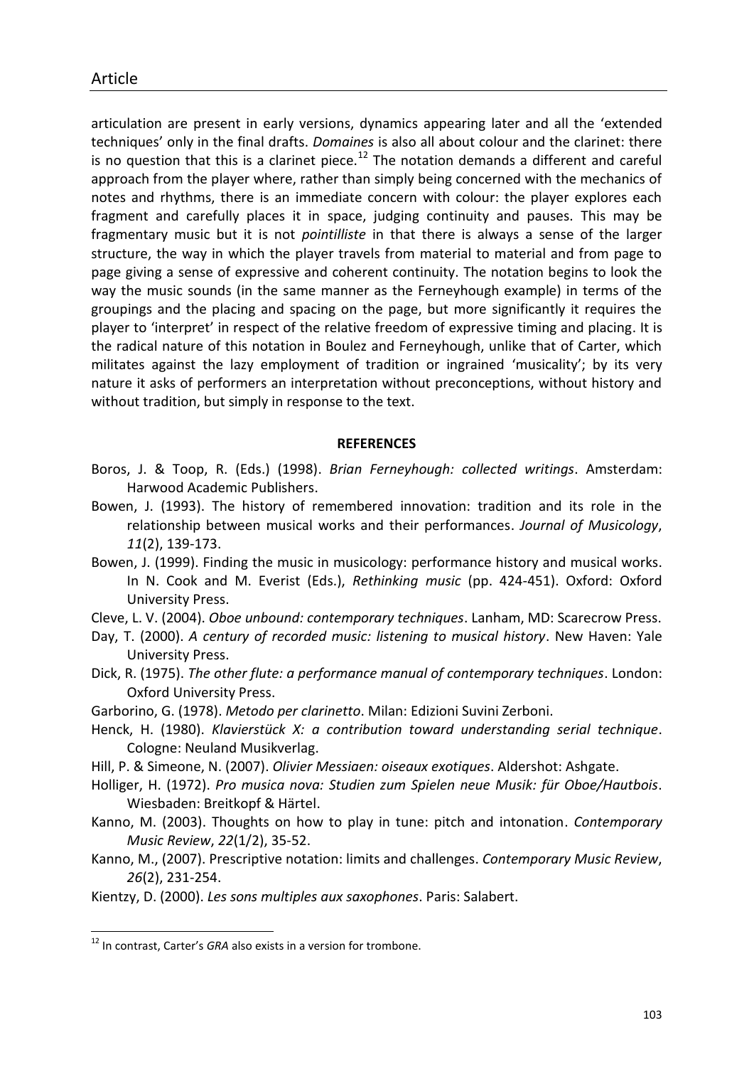articulation are present in early versions, dynamics appearing later and all the 'extended techniques' only in the final drafts. *Domaines* is also all about colour and the clarinet: there is no question that this is a clarinet piece.[12] The notation demands a different and careful approach from the player where, rather than simply being concerned with the mechanics of notes and rhythms, there is an immediate concern with colour: the player explores each fragment and carefully places it in space, judging continuity and pauses. This may be fragmentary music but it is not *pointilliste* in that there is always a sense of the larger structure, the way in which the player travels from material to material and from page to page giving a sense of expressive and coherent continuity. The notation begins to look the way the music sounds (in the same manner as the Ferneyhough example) in terms of the groupings and the placing and spacing on the page, but more significantly it requires the player to 'interpret' in respect of the relative freedom of expressive timing and placing. It is the radical nature of this notation in Boulez and Ferneyhough, unlike that of Carter, which militates against the lazy employment of tradition or ingrained 'musicality'; by its very nature it asks of performers an interpretation without preconceptions, without history and without tradition, but simply in response to the text.

**REFERENCES**

Boros, J. & Toop, R. (Eds.) (1998). *Brian Ferneyhough: collected writings*. Amsterdam: Harwood Academic Publishers.

Bowen, J. (1993). The history of remembered innovation: tradition and its role in the relationship between musical works and their performances. *Journal of Musicology*, *11*(2), 139-173.

Bowen, J. (1999). Finding the music in musicology: performance history and musical works. In N. Cook and M. Everist (Eds.), *Rethinking music* (pp. 424-451). Oxford: Oxford University Press.

Cleve, L. V. (2004). *Oboe unbound: contemporary techniques*. Lanham, MD: Scarecrow Press.

Day, T. (2000). *A century of recorded music: listening to musical history*. New Haven: Yale University Press.

Dick, R. (1975). *The other flute: a performance manual of contemporary techniques*. London: Oxford University Press.

Garborino, G. (1978). *Metodo per clarinetto*. Milan: Edizioni Suvini Zerboni.

Henck, H. (1980). *Klavierstück X: a contribution toward understanding serial technique*. Cologne: Neuland Musikverlag.

Hill, P. & Simeone, N. (2007). *Olivier Messiaen: oiseaux exotiques*. Aldershot: Ashgate.

Holliger, H. (1972). *Pro musica nova: Studien zum Spielen neue Musik: für Oboe/Hautbois*. Wiesbaden: Breitkopf & Härtel.

Kanno, M. (2003). Thoughts on how to play in tune: pitch and intonation. *Contemporary Music Review*, *22*(1/2), 35-52.

Kanno, M., (2007). Prescriptive notation: limits and challenges. *Contemporary Music Review*, *26*(2), 231-254.

Kientzy, D. (2000). *Les sons multiples aux saxophones*. Paris: Salabert.

[12] In contrast, Carter's *GRA* also exists in a version for trombone.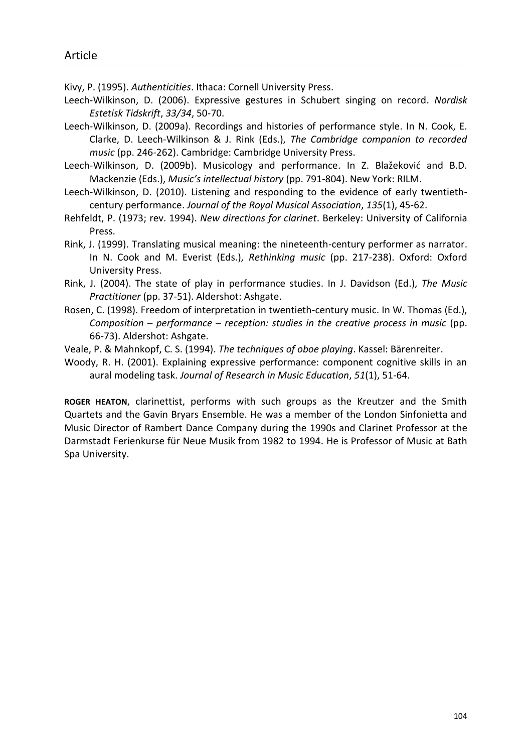Kivy, P. (1995). *Authenticities*. Ithaca: Cornell University Press.

Leech-Wilkinson, D. (2006). Expressive gestures in Schubert singing on record. *Nordisk Estetisk Tidskrift*, *33/34*, 50-70.

Leech-Wilkinson, D. (2009a). Recordings and histories of performance style. In N. Cook, E. Clarke, D. Leech-Wilkinson & J. Rink (Eds.), *The Cambridge companion to recorded music* (pp. 246-262). Cambridge: Cambridge University Press.

Leech-Wilkinson, D. (2009b). Musicology and performance. In Z. Blažeković and B.D. Mackenzie (Eds.), *Music's intellectual history* (pp. 791-804). New York: RILM.

Leech-Wilkinson, D. (2010). Listening and responding to the evidence of early twentieth-century performance. *Journal of the Royal Musical Association*, *135*(1), 45-62.

Rehfeldt, P. (1973; rev. 1994). *New directions for clarinet*. Berkeley: University of California Press.

Rink, J. (1999). Translating musical meaning: the nineteenth-century performer as narrator. In N. Cook and M. Everist (Eds.), *Rethinking music* (pp. 217-238). Oxford: Oxford University Press.

Rink, J. (2004). The state of play in performance studies. In J. Davidson (Ed.), *The Music Practitioner* (pp. 37-51). Aldershot: Ashgate.

Rosen, C. (1998). Freedom of interpretation in twentieth-century music. In W. Thomas (Ed.), *Composition – performance – reception: studies in the creative process in music* (pp. 66-73). Aldershot: Ashgate.

Veale, P. & Mahnkopf, C. S. (1994). *The techniques of oboe playing*. Kassel: Bärenreiter.

Woody, R. H. (2001). Explaining expressive performance: component cognitive skills in an aural modeling task. *Journal of Research in Music Education*, *51*(1), 51-64.

**ROGER HEATON**, clarinettist, performs with such groups as the Kreutzer and the Smith Quartets and the Gavin Bryars Ensemble. He was a member of the London Sinfonietta and Music Director of Rambert Dance Company during the 1990s and Clarinet Professor at the Darmstadt Ferienkurse für Neue Musik from 1982 to 1994. He is Professor of Music at Bath Spa University.